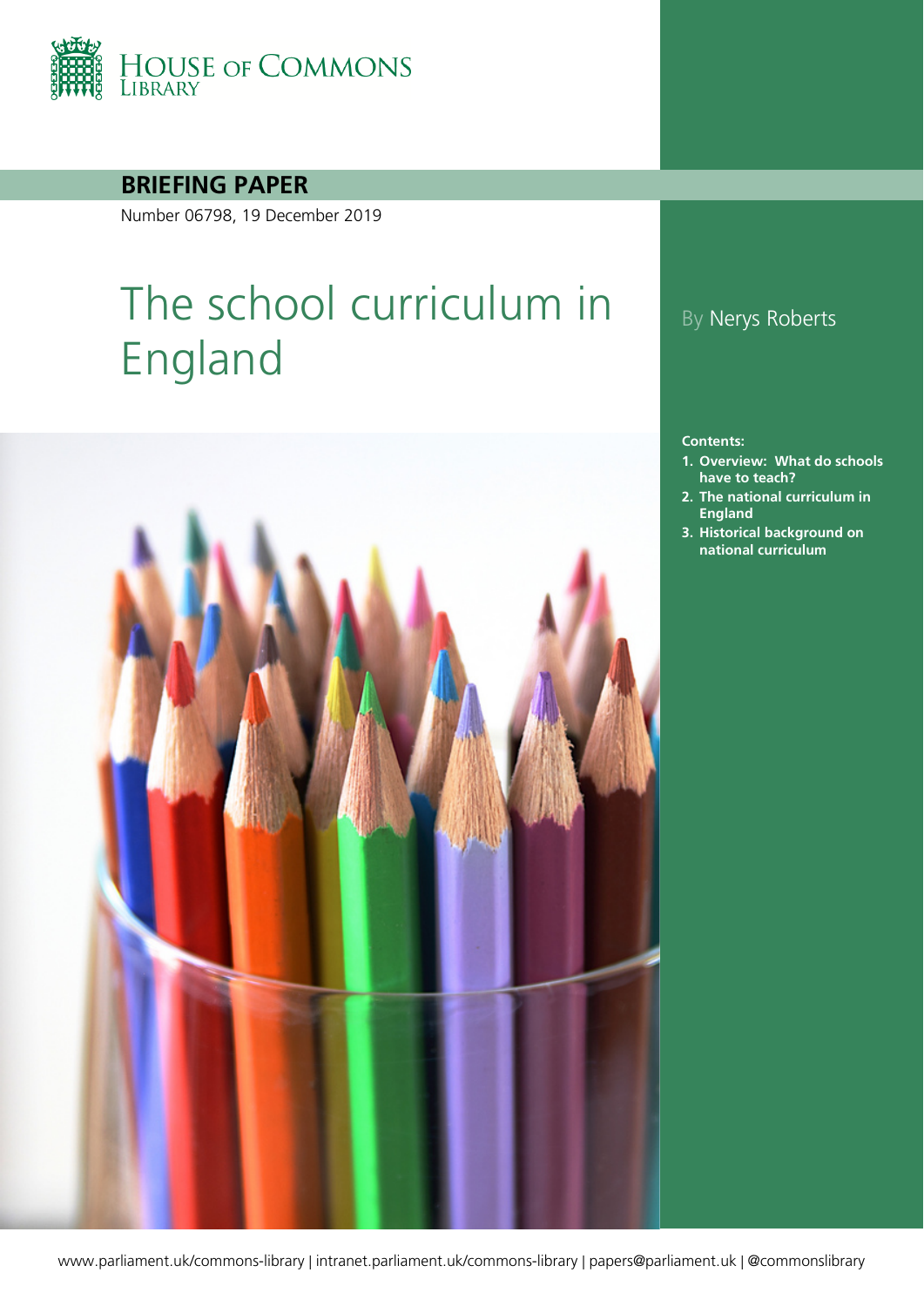HOUSE OF COMMONS LIBRARY

**BRIEFING PAPER**

Number 06798, 19 December 2019

# The school curriculum in England

By Nerys Roberts

**Contents:**

1. **Overview: What do schools have to teach?**
2. **The national curriculum in England**
3. **Historical background on national curriculum**

www.parliament.uk/commons-library | intranet.parliament.uk/commons-library | papers@parliament.uk | @commonslibrary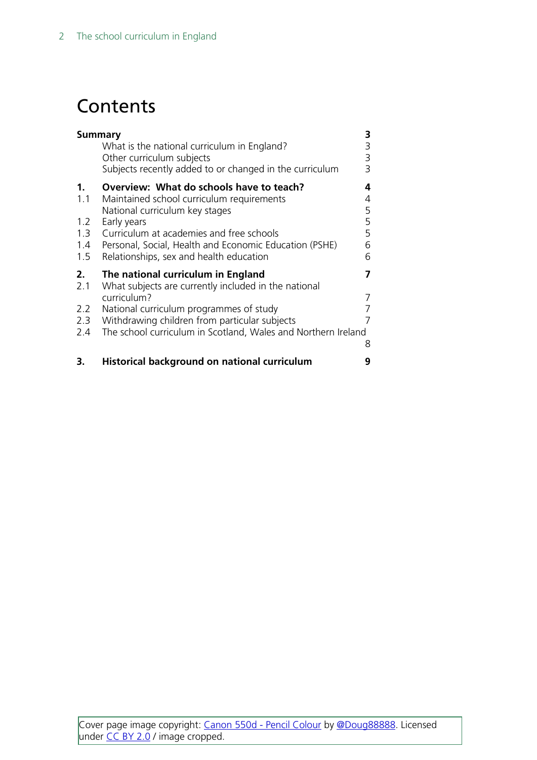# Contents

**Summary** **3**

- What is the national curriculum in England? 3
- Other curriculum subjects 3
- Subjects recently added to or changed in the curriculum 3

**1. Overview: What do schools have to teach?** **4**

- 1.1 Maintained school curriculum requirements 4
- National curriculum key stages 5
- 1.2 Early years 5
- 1.3 Curriculum at academies and free schools 5
- 1.4 Personal, Social, Health and Economic Education (PSHE) 6
- 1.5 Relationships, sex and health education 6

**2. The national curriculum in England** **7**

- 2.1 What subjects are currently included in the national curriculum? 7
- 2.2 National curriculum programmes of study 7
- 2.3 Withdrawing children from particular subjects 7
- 2.4 The school curriculum in Scotland, Wales and Northern Ireland 8

**3. Historical background on national curriculum** **9**

Cover page image copyright: Canon 550d - Pencil Colour by @Doug88888. Licensed under CC BY 2.0 / image cropped.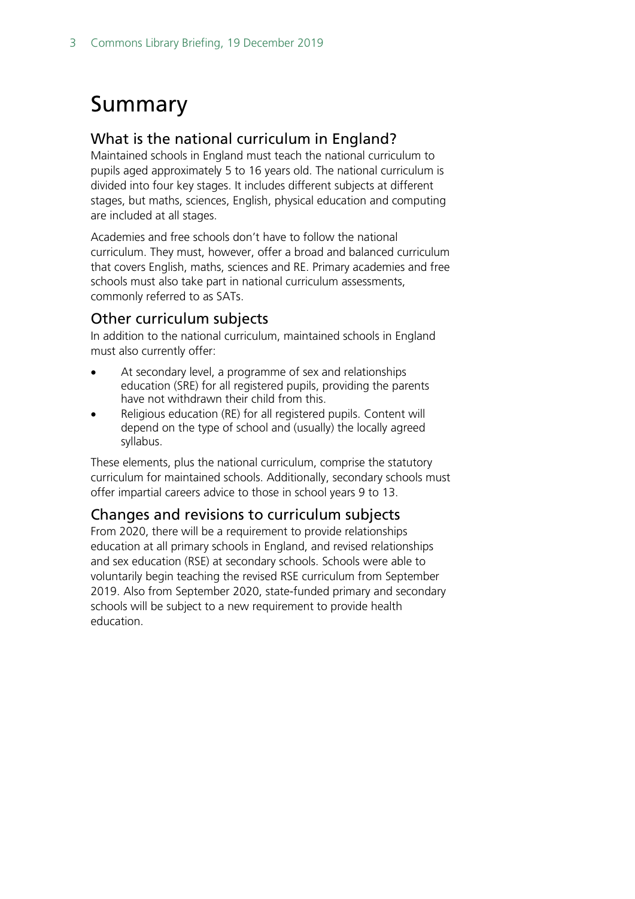# Summary

## What is the national curriculum in England?

Maintained schools in England must teach the national curriculum to pupils aged approximately 5 to 16 years old. The national curriculum is divided into four key stages. It includes different subjects at different stages, but maths, sciences, English, physical education and computing are included at all stages.

Academies and free schools don't have to follow the national curriculum. They must, however, offer a broad and balanced curriculum that covers English, maths, sciences and RE. Primary academies and free schools must also take part in national curriculum assessments, commonly referred to as SATs.

## Other curriculum subjects

In addition to the national curriculum, maintained schools in England must also currently offer:

- At secondary level, a programme of sex and relationships education (SRE) for all registered pupils, providing the parents have not withdrawn their child from this.
- Religious education (RE) for all registered pupils. Content will depend on the type of school and (usually) the locally agreed syllabus.

These elements, plus the national curriculum, comprise the statutory curriculum for maintained schools. Additionally, secondary schools must offer impartial careers advice to those in school years 9 to 13.

## Changes and revisions to curriculum subjects

From 2020, there will be a requirement to provide relationships education at all primary schools in England, and revised relationships and sex education (RSE) at secondary schools. Schools were able to voluntarily begin teaching the revised RSE curriculum from September 2019. Also from September 2020, state-funded primary and secondary schools will be subject to a new requirement to provide health education.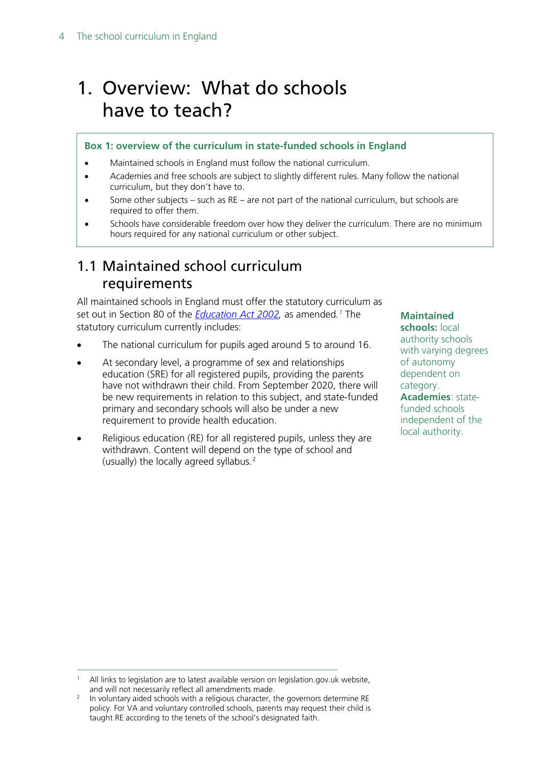# 1. Overview: What do schools have to teach?

**Box 1: overview of the curriculum in state-funded schools in England**

- Maintained schools in England must follow the national curriculum.
- Academies and free schools are subject to slightly different rules. Many follow the national curriculum, but they don't have to.
- Some other subjects – such as RE – are not part of the national curriculum, but schools are required to offer them.
- Schools have considerable freedom over how they deliver the curriculum. There are no minimum hours required for any national curriculum or other subject.

## 1.1 Maintained school curriculum requirements

All maintained schools in England must offer the statutory curriculum as set out in Section 80 of the *Education Act 2002*, as amended.[1] The statutory curriculum currently includes:

- The national curriculum for pupils aged around 5 to around 16.
- At secondary level, a programme of sex and relationships education (SRE) for all registered pupils, providing the parents have not withdrawn their child. From September 2020, there will be new requirements in relation to this subject, and state-funded primary and secondary schools will also be under a new requirement to provide health education.
- Religious education (RE) for all registered pupils, unless they are withdrawn. Content will depend on the type of school and (usually) the locally agreed syllabus.[2]

**Maintained schools:** local authority schools with varying degrees of autonomy dependent on category.
**Academies**: state-funded schools independent of the local authority.

[1] All links to legislation are to latest available version on legislation.gov.uk website, and will not necessarily reflect all amendments made.

[2] In voluntary aided schools with a religious character, the governors determine RE policy. For VA and voluntary controlled schools, parents may request their child is taught RE according to the tenets of the school's designated faith.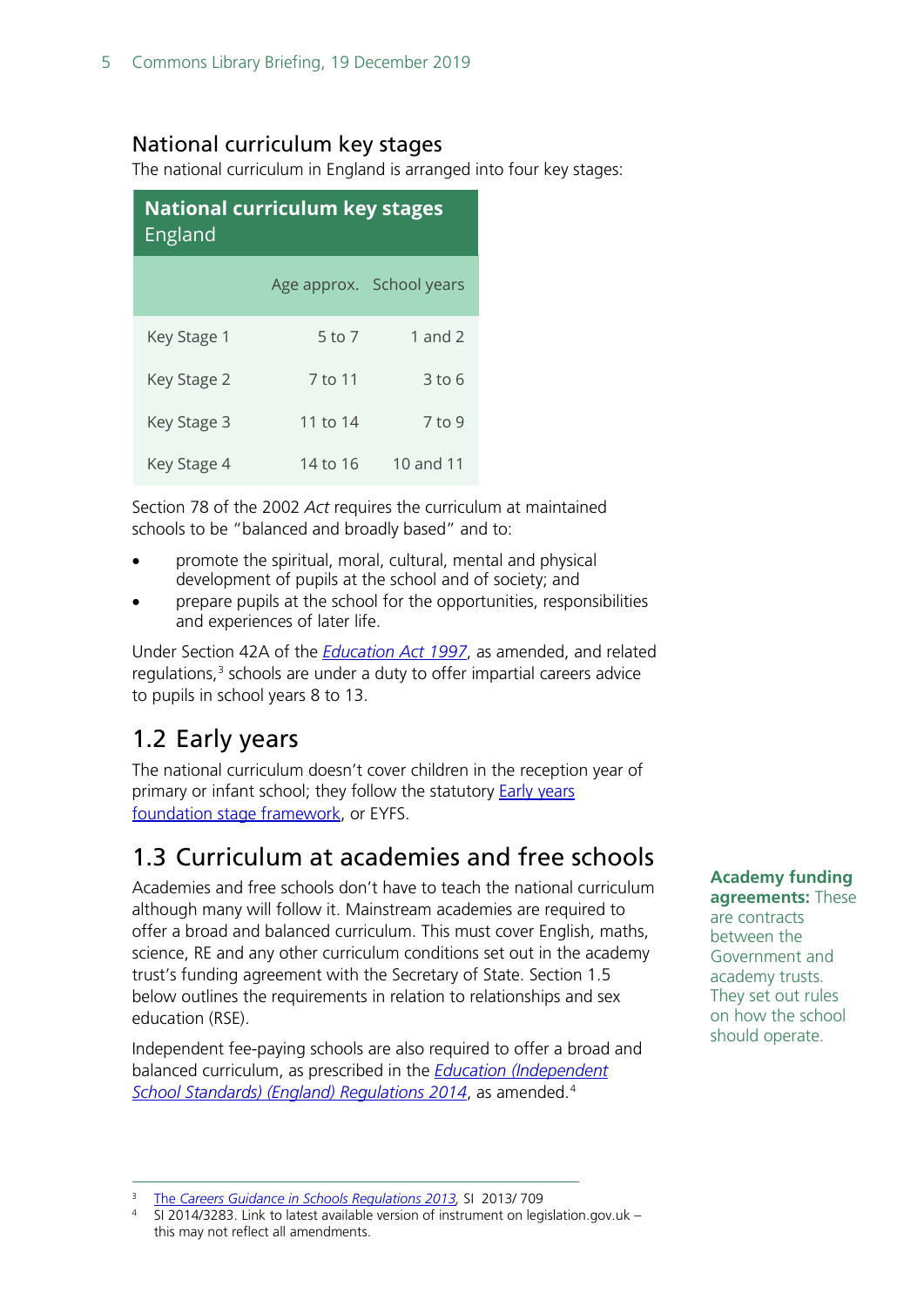## National curriculum key stages

The national curriculum in England is arranged into four key stages:

**National curriculum key stages**
England

| | Age approx. | School years |
|---|---|---|
| Key Stage 1 | 5 to 7 | 1 and 2 |
| Key Stage 2 | 7 to 11 | 3 to 6 |
| Key Stage 3 | 11 to 14 | 7 to 9 |
| Key Stage 4 | 14 to 16 | 10 and 11 |

Section 78 of the 2002 *Act* requires the curriculum at maintained schools to be "balanced and broadly based" and to:

- promote the spiritual, moral, cultural, mental and physical development of pupils at the school and of society; and
- prepare pupils at the school for the opportunities, responsibilities and experiences of later life.

Under Section 42A of the *Education Act 1997*, as amended, and related regulations,[3] schools are under a duty to offer impartial careers advice to pupils in school years 8 to 13.

## 1.2 Early years

The national curriculum doesn't cover children in the reception year of primary or infant school; they follow the statutory Early years foundation stage framework, or EYFS.

## 1.3 Curriculum at academies and free schools

Academies and free schools don't have to teach the national curriculum although many will follow it. Mainstream academies are required to offer a broad and balanced curriculum. This must cover English, maths, science, RE and any other curriculum conditions set out in the academy trust's funding agreement with the Secretary of State. Section 1.5 below outlines the requirements in relation to relationships and sex education (RSE).

**Academy funding agreements:** These are contracts between the Government and academy trusts. They set out rules on how the school should operate.

Independent fee-paying schools are also required to offer a broad and balanced curriculum, as prescribed in the *Education (Independent School Standards) (England) Regulations 2014*, as amended.[4]

[3] *The Careers Guidance in Schools Regulations 2013*, SI 2013/ 709

[4] SI 2014/3283. Link to latest available version of instrument on legislation.gov.uk – this may not reflect all amendments.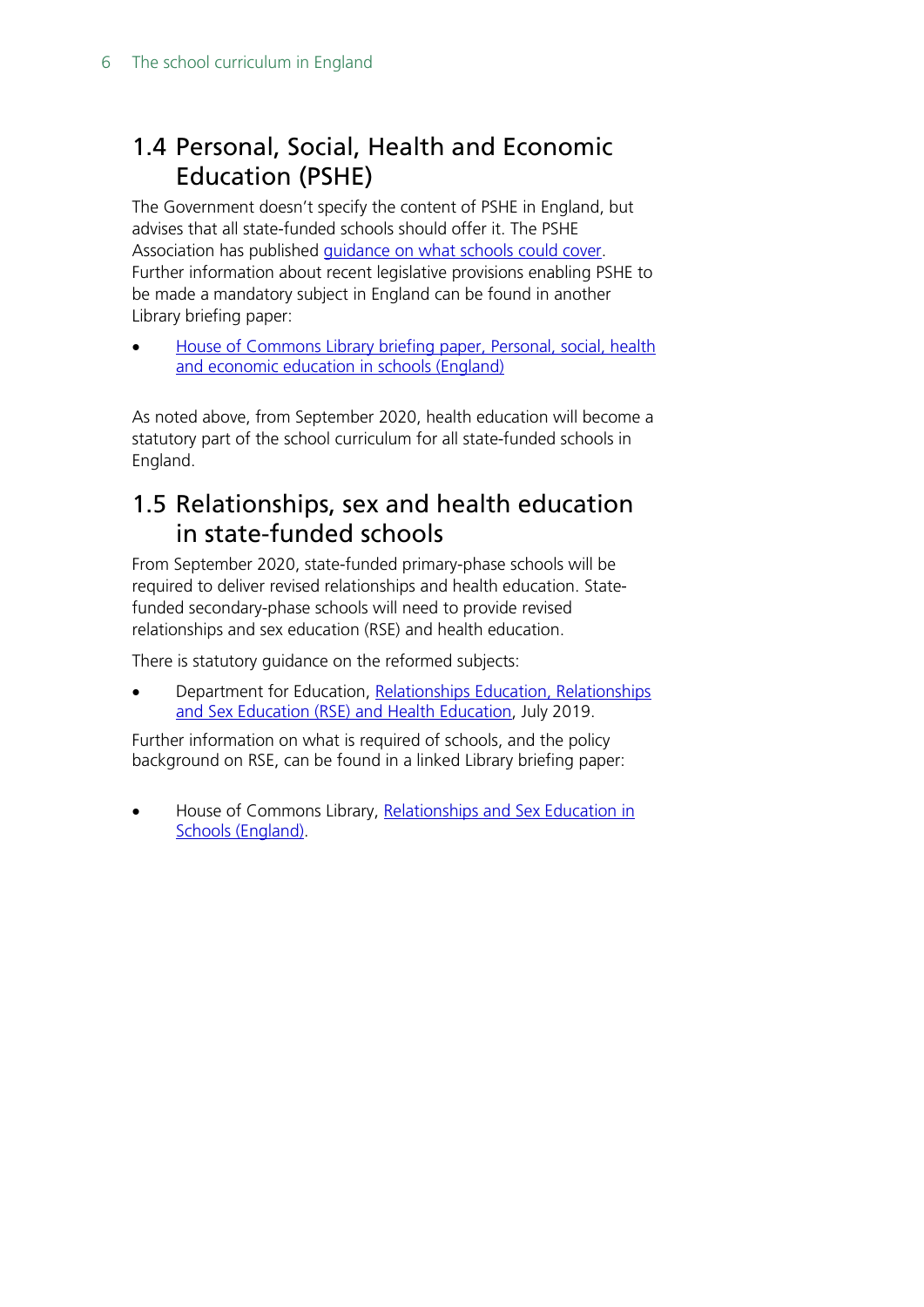## 1.4 Personal, Social, Health and Economic Education (PSHE)

The Government doesn't specify the content of PSHE in England, but advises that all state-funded schools should offer it. The PSHE Association has published guidance on what schools could cover. Further information about recent legislative provisions enabling PSHE to be made a mandatory subject in England can be found in another Library briefing paper:

- House of Commons Library briefing paper, Personal, social, health and economic education in schools (England)

As noted above, from September 2020, health education will become a statutory part of the school curriculum for all state-funded schools in England.

## 1.5 Relationships, sex and health education in state-funded schools

From September 2020, state-funded primary-phase schools will be required to deliver revised relationships and health education. State-funded secondary-phase schools will need to provide revised relationships and sex education (RSE) and health education.

There is statutory guidance on the reformed subjects:

- Department for Education, Relationships Education, Relationships and Sex Education (RSE) and Health Education, July 2019.

Further information on what is required of schools, and the policy background on RSE, can be found in a linked Library briefing paper:

- House of Commons Library, Relationships and Sex Education in Schools (England).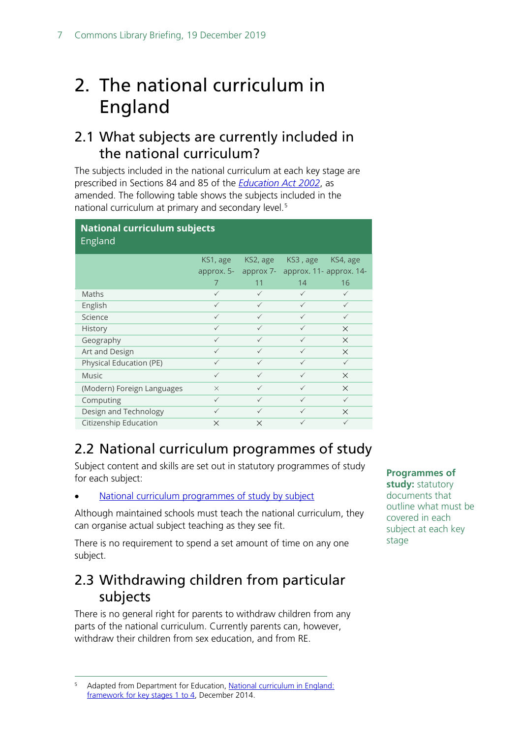# 2. The national curriculum in England

## 2.1 What subjects are currently included in the national curriculum?

The subjects included in the national curriculum at each key stage are prescribed in Sections 84 and 85 of the *Education Act 2002*, as amended. The following table shows the subjects included in the national curriculum at primary and secondary level.[5]

**National curriculum subjects**
England

| | KS1, age approx. 5-7 | KS2, age approx 7-11 | KS3 , age approx. 11-14 | KS4, age approx. 14-16 |
|---|---|---|---|---|
| Maths | ✓ | ✓ | ✓ | ✓ |
| English | ✓ | ✓ | ✓ | ✓ |
| Science | ✓ | ✓ | ✓ | ✓ |
| History | ✓ | ✓ | ✓ | × |
| Geography | ✓ | ✓ | ✓ | × |
| Art and Design | ✓ | ✓ | ✓ | × |
| Physical Education (PE) | ✓ | ✓ | ✓ | ✓ |
| Music | ✓ | ✓ | ✓ | × |
| (Modern) Foreign Languages | × | ✓ | ✓ | × |
| Computing | ✓ | ✓ | ✓ | ✓ |
| Design and Technology | ✓ | ✓ | ✓ | × |
| Citizenship Education | × | × | ✓ | ✓ |

## 2.2 National curriculum programmes of study

Subject content and skills are set out in statutory programmes of study for each subject:

- National curriculum programmes of study by subject

Although maintained schools must teach the national curriculum, they can organise actual subject teaching as they see fit.

There is no requirement to spend a set amount of time on any one subject.

**Programmes of study:** statutory documents that outline what must be covered in each subject at each key stage

## 2.3 Withdrawing children from particular subjects

There is no general right for parents to withdraw children from any parts of the national curriculum. Currently parents can, however, withdraw their children from sex education, and from RE.

[5] Adapted from Department for Education, National curriculum in England: framework for key stages 1 to 4, December 2014.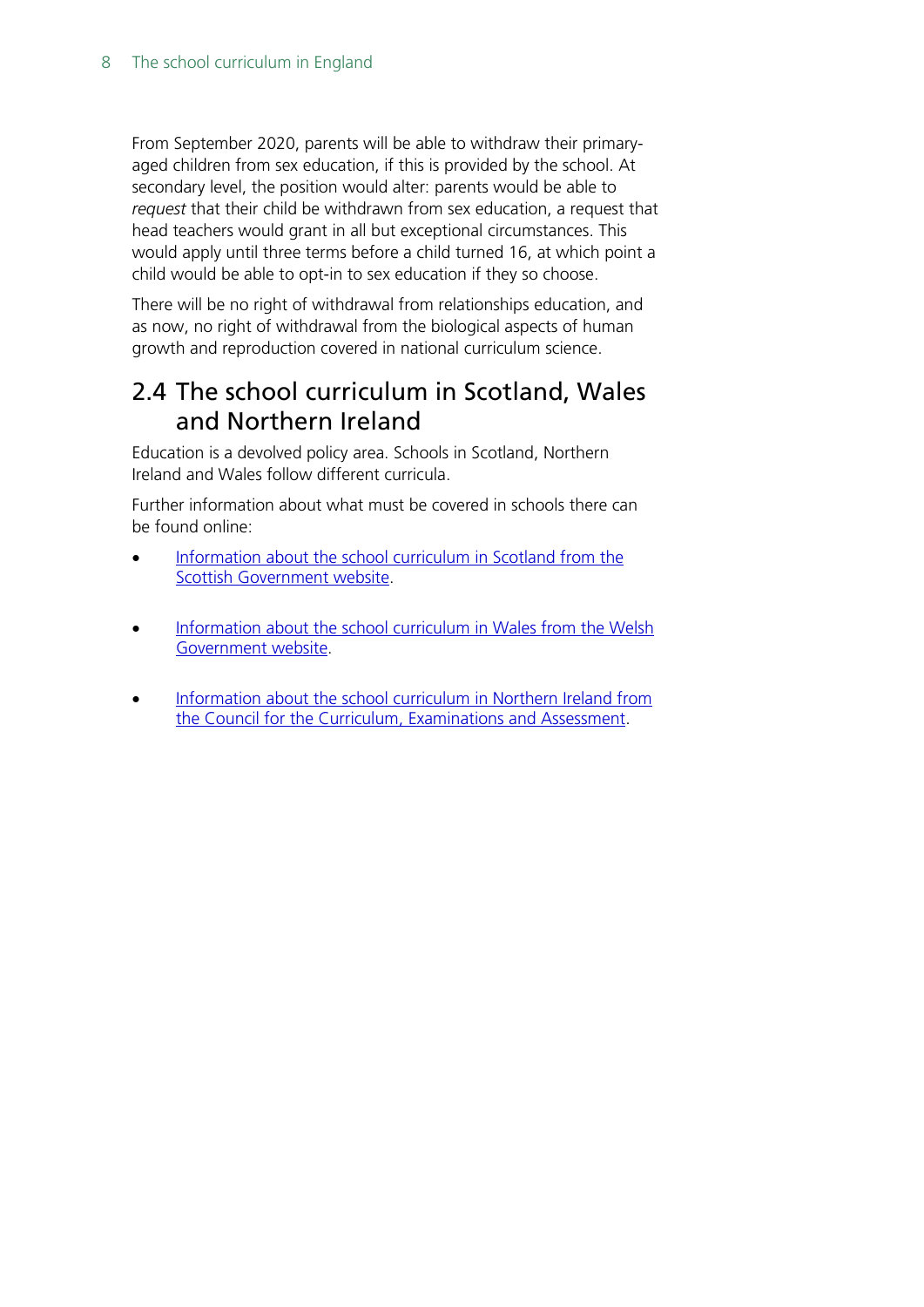From September 2020, parents will be able to withdraw their primary-aged children from sex education, if this is provided by the school. At secondary level, the position would alter: parents would be able to *request* that their child be withdrawn from sex education, a request that head teachers would grant in all but exceptional circumstances. This would apply until three terms before a child turned 16, at which point a child would be able to opt-in to sex education if they so choose.

There will be no right of withdrawal from relationships education, and as now, no right of withdrawal from the biological aspects of human growth and reproduction covered in national curriculum science.

## 2.4 The school curriculum in Scotland, Wales and Northern Ireland

Education is a devolved policy area. Schools in Scotland, Northern Ireland and Wales follow different curricula.

Further information about what must be covered in schools there can be found online:

- Information about the school curriculum in Scotland from the Scottish Government website.
- Information about the school curriculum in Wales from the Welsh Government website.
- Information about the school curriculum in Northern Ireland from the Council for the Curriculum, Examinations and Assessment.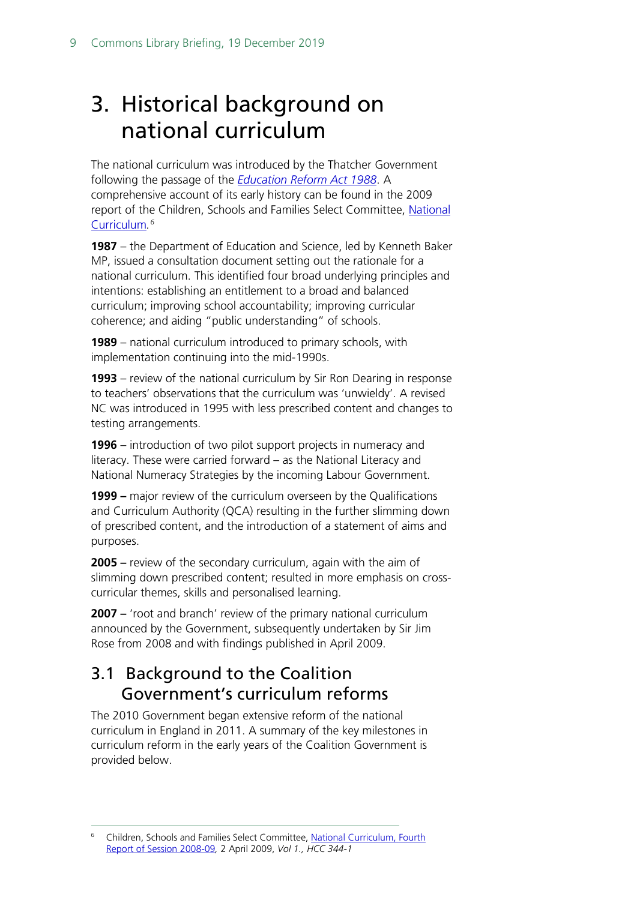# 3. Historical background on national curriculum

The national curriculum was introduced by the Thatcher Government following the passage of the *Education Reform Act 1988*. A comprehensive account of its early history can be found in the 2009 report of the Children, Schools and Families Select Committee, National Curriculum.[6]

**1987** – the Department of Education and Science, led by Kenneth Baker MP, issued a consultation document setting out the rationale for a national curriculum. This identified four broad underlying principles and intentions: establishing an entitlement to a broad and balanced curriculum; improving school accountability; improving curricular coherence; and aiding "public understanding" of schools.

**1989** – national curriculum introduced to primary schools, with implementation continuing into the mid-1990s.

**1993** – review of the national curriculum by Sir Ron Dearing in response to teachers' observations that the curriculum was 'unwieldy'. A revised NC was introduced in 1995 with less prescribed content and changes to testing arrangements.

**1996** – introduction of two pilot support projects in numeracy and literacy. These were carried forward – as the National Literacy and National Numeracy Strategies by the incoming Labour Government.

**1999 –** major review of the curriculum overseen by the Qualifications and Curriculum Authority (QCA) resulting in the further slimming down of prescribed content, and the introduction of a statement of aims and purposes.

**2005 –** review of the secondary curriculum, again with the aim of slimming down prescribed content; resulted in more emphasis on cross-curricular themes, skills and personalised learning.

**2007 –** 'root and branch' review of the primary national curriculum announced by the Government, subsequently undertaken by Sir Jim Rose from 2008 and with findings published in April 2009.

## 3.1 Background to the Coalition Government's curriculum reforms

The 2010 Government began extensive reform of the national curriculum in England in 2011. A summary of the key milestones in curriculum reform in the early years of the Coalition Government is provided below.

---

[6] Children, Schools and Families Select Committee, National Curriculum, Fourth Report of Session 2008-09, 2 April 2009, *Vol 1., HCC 344-1*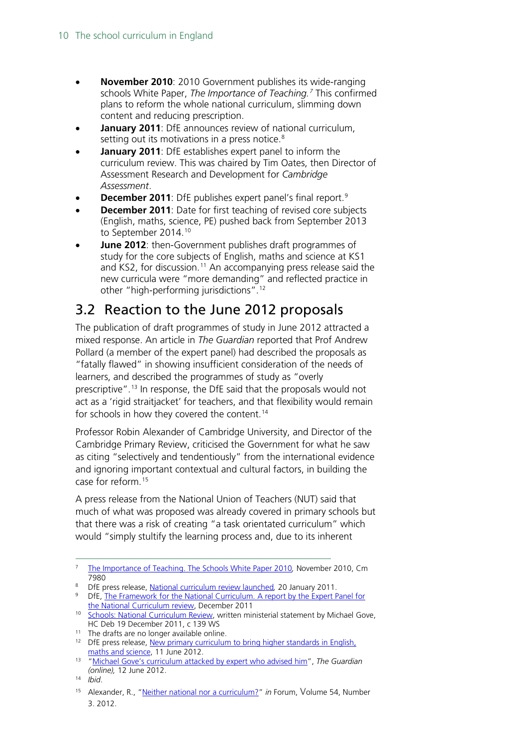- **November 2010**: 2010 Government publishes its wide-ranging schools White Paper, *The Importance of Teaching.*[7] This confirmed plans to reform the whole national curriculum, slimming down content and reducing prescription.
- **January 2011**: DfE announces review of national curriculum, setting out its motivations in a press notice.[8]
- **January 2011**: DfE establishes expert panel to inform the curriculum review. This was chaired by Tim Oates, then Director of Assessment Research and Development for *Cambridge Assessment*.
- **December 2011**: DfE publishes expert panel's final report.[9]
- **December 2011**: Date for first teaching of revised core subjects (English, maths, science, PE) pushed back from September 2013 to September 2014.[10]
- **June 2012**: then-Government publishes draft programmes of study for the core subjects of English, maths and science at KS1 and KS2, for discussion.[11] An accompanying press release said the new curricula were "more demanding" and reflected practice in other "high-performing jurisdictions".[12]

## 3.2 Reaction to the June 2012 proposals

The publication of draft programmes of study in June 2012 attracted a mixed response. An article in *The Guardian* reported that Prof Andrew Pollard (a member of the expert panel) had described the proposals as "fatally flawed" in showing insufficient consideration of the needs of learners, and described the programmes of study as "overly prescriptive".[13] In response, the DfE said that the proposals would not act as a 'rigid straitjacket' for teachers, and that flexibility would remain for schools in how they covered the content.[14]

Professor Robin Alexander of Cambridge University, and Director of the Cambridge Primary Review, criticised the Government for what he saw as citing "selectively and tendentiously" from the international evidence and ignoring important contextual and cultural factors, in building the case for reform.[15]

A press release from the National Union of Teachers (NUT) said that much of what was proposed was already covered in primary schools but that there was a risk of creating "a task orientated curriculum" which would "simply stultify the learning process and, due to its inherent

---

7 The Importance of Teaching. The Schools White Paper 2010, November 2010, Cm 7980

8 DfE press release, National curriculum review launched, 20 January 2011.

9 DfE, The Framework for the National Curriculum. A report by the Expert Panel for the National Curriculum review, December 2011

10 Schools: National Curriculum Review, written ministerial statement by Michael Gove, HC Deb 19 December 2011, c 139 WS

11 The drafts are no longer available online.

12 DfE press release, New primary curriculum to bring higher standards in English, maths and science, 11 June 2012.

13 "Michael Gove's curriculum attacked by expert who advised him", *The Guardian (online),* 12 June 2012.

14 *Ibid*.

15 Alexander, R., "Neither national nor a curriculum?" *in* Forum, Volume 54, Number 3. 2012.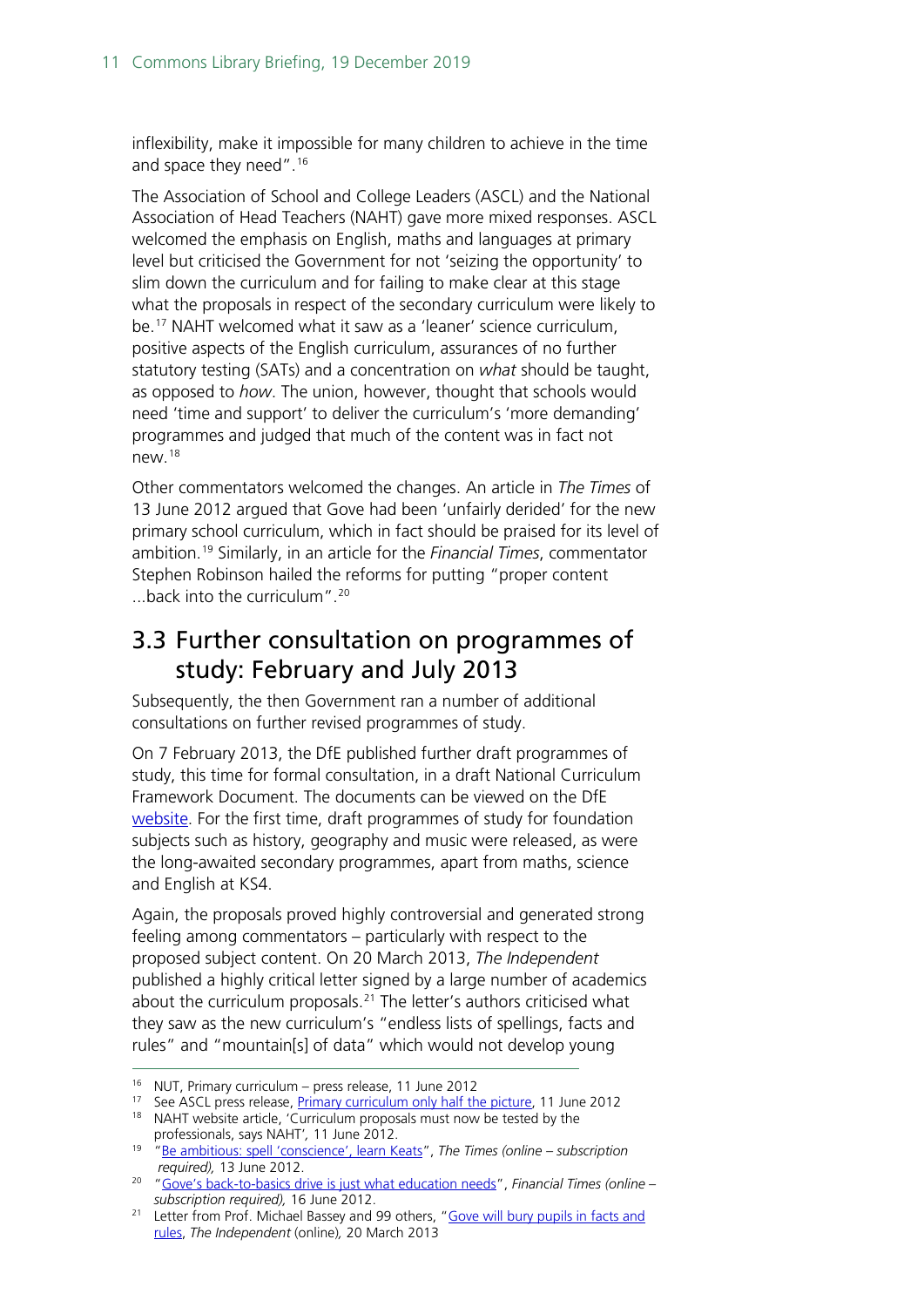inflexibility, make it impossible for many children to achieve in the time and space they need".[16]

The Association of School and College Leaders (ASCL) and the National Association of Head Teachers (NAHT) gave more mixed responses. ASCL welcomed the emphasis on English, maths and languages at primary level but criticised the Government for not 'seizing the opportunity' to slim down the curriculum and for failing to make clear at this stage what the proposals in respect of the secondary curriculum were likely to be.[17] NAHT welcomed what it saw as a 'leaner' science curriculum, positive aspects of the English curriculum, assurances of no further statutory testing (SATs) and a concentration on *what* should be taught, as opposed to *how*. The union, however, thought that schools would need 'time and support' to deliver the curriculum's 'more demanding' programmes and judged that much of the content was in fact not new.[18]

Other commentators welcomed the changes. An article in *The Times* of 13 June 2012 argued that Gove had been 'unfairly derided' for the new primary school curriculum, which in fact should be praised for its level of ambition.[19] Similarly, in an article for the *Financial Times*, commentator Stephen Robinson hailed the reforms for putting "proper content ...back into the curriculum".[20]

## 3.3 Further consultation on programmes of study: February and July 2013

Subsequently, the then Government ran a number of additional consultations on further revised programmes of study.

On 7 February 2013, the DfE published further draft programmes of study, this time for formal consultation, in a draft National Curriculum Framework Document. The documents can be viewed on the DfE website. For the first time, draft programmes of study for foundation subjects such as history, geography and music were released, as were the long-awaited secondary programmes, apart from maths, science and English at KS4.

Again, the proposals proved highly controversial and generated strong feeling among commentators – particularly with respect to the proposed subject content. On 20 March 2013, *The Independent* published a highly critical letter signed by a large number of academics about the curriculum proposals.[21] The letter's authors criticised what they saw as the new curriculum's "endless lists of spellings, facts and rules" and "mountain[s] of data" which would not develop young

---

[16] NUT, Primary curriculum – press release, 11 June 2012

[17] See ASCL press release, Primary curriculum only half the picture, 11 June 2012

[18] NAHT website article, 'Curriculum proposals must now be tested by the professionals, says NAHT', 11 June 2012.

[19] "Be ambitious: spell 'conscience', learn Keats", *The Times (online – subscription required),* 13 June 2012.

[20] "Gove's back-to-basics drive is just what education needs", *Financial Times (online – subscription required),* 16 June 2012.

[21] Letter from Prof. Michael Bassey and 99 others, "Gove will bury pupils in facts and rules, *The Independent* (online)*,* 20 March 2013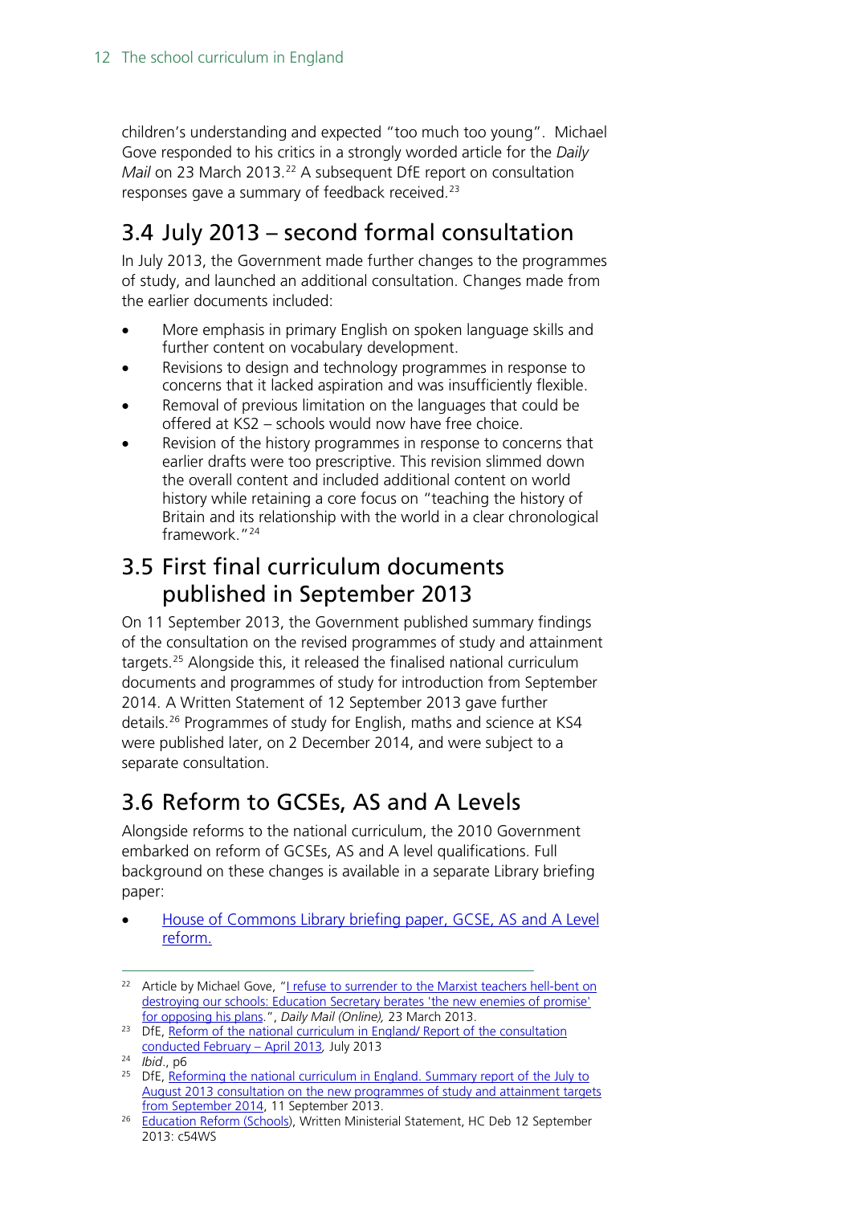children's understanding and expected "too much too young". Michael Gove responded to his critics in a strongly worded article for the *Daily Mail* on 23 March 2013.[22] A subsequent DfE report on consultation responses gave a summary of feedback received.[23]

## 3.4 July 2013 – second formal consultation

In July 2013, the Government made further changes to the programmes of study, and launched an additional consultation. Changes made from the earlier documents included:

- More emphasis in primary English on spoken language skills and further content on vocabulary development.
- Revisions to design and technology programmes in response to concerns that it lacked aspiration and was insufficiently flexible.
- Removal of previous limitation on the languages that could be offered at KS2 – schools would now have free choice.
- Revision of the history programmes in response to concerns that earlier drafts were too prescriptive. This revision slimmed down the overall content and included additional content on world history while retaining a core focus on "teaching the history of Britain and its relationship with the world in a clear chronological framework."[24]

## 3.5 First final curriculum documents published in September 2013

On 11 September 2013, the Government published summary findings of the consultation on the revised programmes of study and attainment targets.[25] Alongside this, it released the finalised national curriculum documents and programmes of study for introduction from September 2014. A Written Statement of 12 September 2013 gave further details.[26] Programmes of study for English, maths and science at KS4 were published later, on 2 December 2014, and were subject to a separate consultation.

## 3.6 Reform to GCSEs, AS and A Levels

Alongside reforms to the national curriculum, the 2010 Government embarked on reform of GCSEs, AS and A level qualifications. Full background on these changes is available in a separate Library briefing paper:

- House of Commons Library briefing paper, GCSE, AS and A Level reform.

---

[22] Article by Michael Gove, "I refuse to surrender to the Marxist teachers hell-bent on destroying our schools: Education Secretary berates 'the new enemies of promise' for opposing his plans.", *Daily Mail (Online),* 23 March 2013.

[23] DfE, Reform of the national curriculum in England/ Report of the consultation conducted February – April 2013*,* July 2013

[24] *Ibid*., p6

[25] DfE, Reforming the national curriculum in England. Summary report of the July to August 2013 consultation on the new programmes of study and attainment targets from September 2014, 11 September 2013.

[26] Education Reform (Schools), Written Ministerial Statement, HC Deb 12 September 2013: c54WS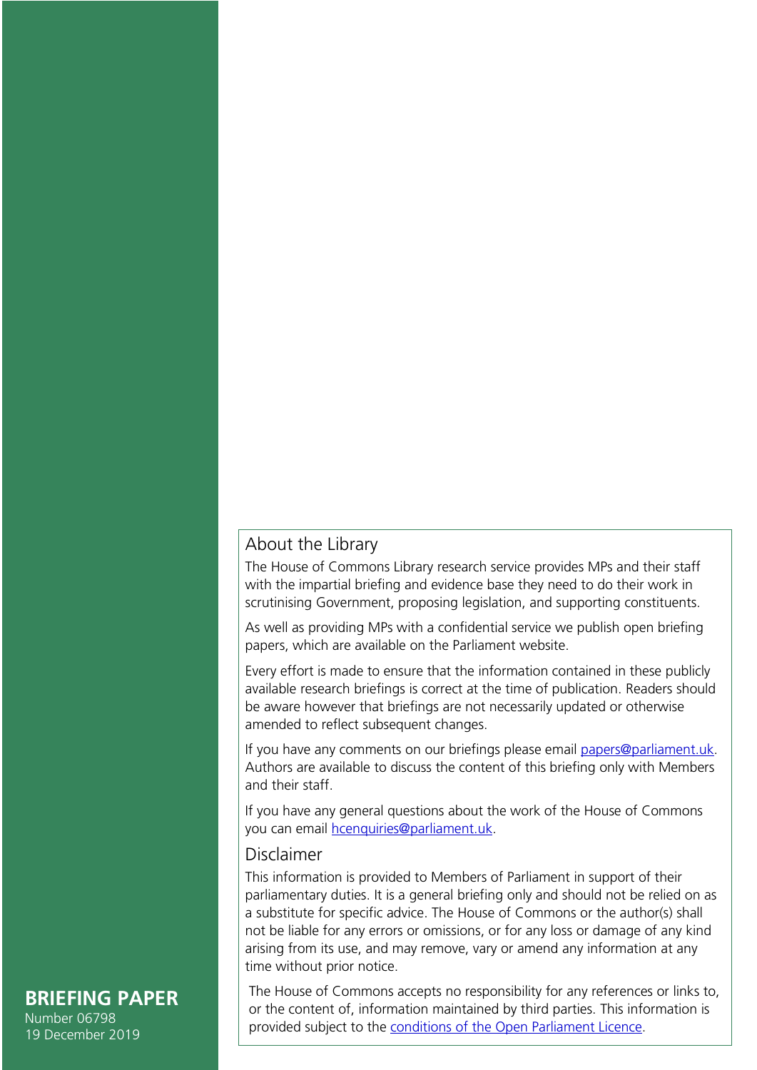## About the Library

The House of Commons Library research service provides MPs and their staff with the impartial briefing and evidence base they need to do their work in scrutinising Government, proposing legislation, and supporting constituents.

As well as providing MPs with a confidential service we publish open briefing papers, which are available on the Parliament website.

Every effort is made to ensure that the information contained in these publicly available research briefings is correct at the time of publication. Readers should be aware however that briefings are not necessarily updated or otherwise amended to reflect subsequent changes.

If you have any comments on our briefings please email papers@parliament.uk. Authors are available to discuss the content of this briefing only with Members and their staff.

If you have any general questions about the work of the House of Commons you can email hcenquiries@parliament.uk.

## Disclaimer

This information is provided to Members of Parliament in support of their parliamentary duties. It is a general briefing only and should not be relied on as a substitute for specific advice. The House of Commons or the author(s) shall not be liable for any errors or omissions, or for any loss or damage of any kind arising from its use, and may remove, vary or amend any information at any time without prior notice.

The House of Commons accepts no responsibility for any references or links to, or the content of, information maintained by third parties. This information is provided subject to the conditions of the Open Parliament Licence.

**BRIEFING PAPER**

Number 06798

19 December 2019